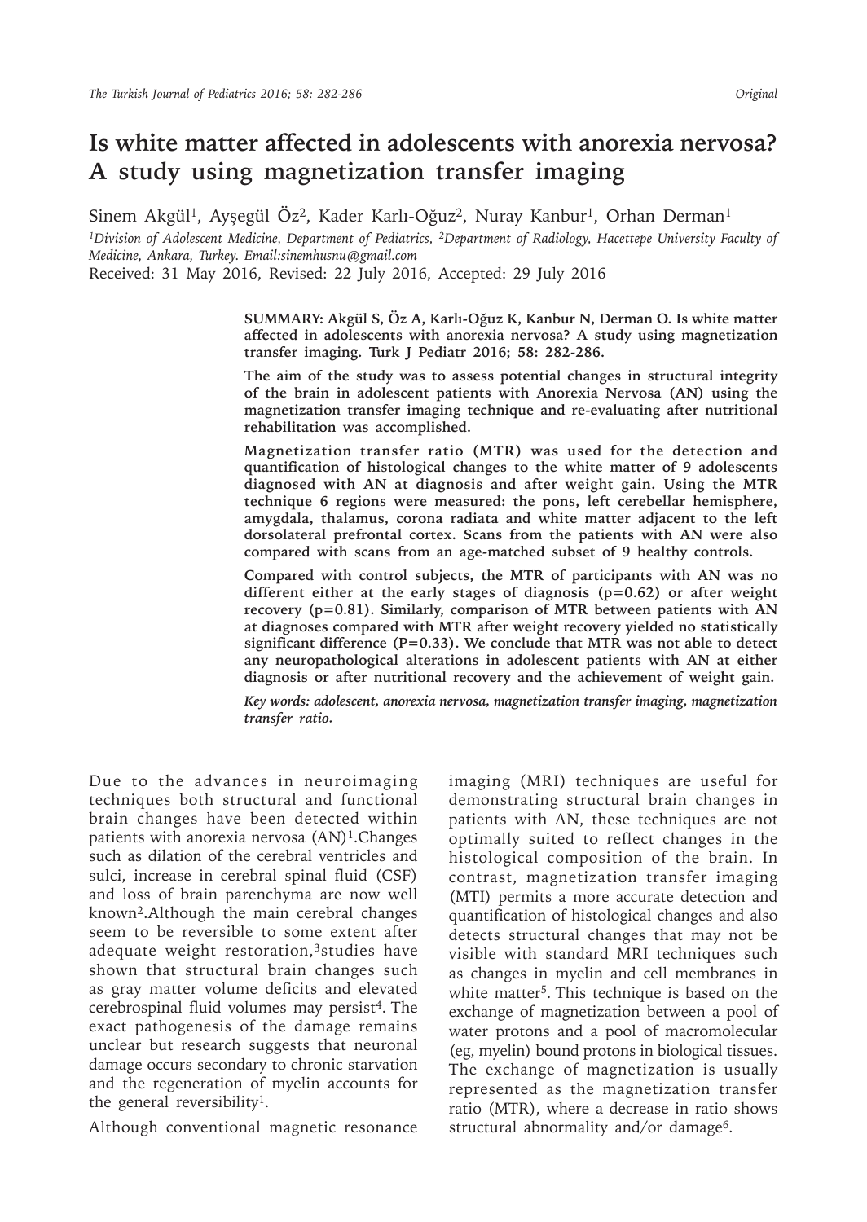# Is white matter affected in adolescents with anorexia nervosa? A study using magnetization transfer imaging

Sinem Akgül[1], Ayşegül Öz[2], Kader Karlı-Oğuz[2], Nuray Kanbur[1], Orhan Derman[1]

*[1]Division of Adolescent Medicine, Department of Pediatrics, [2]Department of Radiology, Hacettepe University Faculty of Medicine, Ankara, Turkey. Email:sinemhusnu@gmail.com*

Received: 31 May 2016, Revised: 22 July 2016, Accepted: 29 July 2016

**SUMMARY: Akgül S, Öz A, Karlı-Oğuz K, Kanbur N, Derman O. Is white matter affected in adolescents with anorexia nervosa? A study using magnetization transfer imaging. Turk J Pediatr 2016; 58: 282-286.**

**The aim of the study was to assess potential changes in structural integrity of the brain in adolescent patients with Anorexia Nervosa (AN) using the magnetization transfer imaging technique and re-evaluating after nutritional rehabilitation was accomplished.**

**Magnetization transfer ratio (MTR) was used for the detection and quantification of histological changes to the white matter of 9 adolescents diagnosed with AN at diagnosis and after weight gain. Using the MTR technique 6 regions were measured: the pons, left cerebellar hemisphere, amygdala, thalamus, corona radiata and white matter adjacent to the left dorsolateral prefrontal cortex. Scans from the patients with AN were also compared with scans from an age-matched subset of 9 healthy controls.**

**Compared with control subjects, the MTR of participants with AN was no different either at the early stages of diagnosis (p=0.62) or after weight recovery (p=0.81). Similarly, comparison of MTR between patients with AN at diagnoses compared with MTR after weight recovery yielded no statistically significant difference (P=0.33). We conclude that MTR was not able to detect any neuropathological alterations in adolescent patients with AN at either diagnosis or after nutritional recovery and the achievement of weight gain.**

***Key words:** adolescent, anorexia nervosa, magnetization transfer imaging, magnetization transfer ratio.*

Due to the advances in neuroimaging techniques both structural and functional brain changes have been detected within patients with anorexia nervosa (AN)[1].Changes such as dilation of the cerebral ventricles and sulci, increase in cerebral spinal fluid (CSF) and loss of brain parenchyma are now well known[2].Although the main cerebral changes seem to be reversible to some extent after adequate weight restoration,[3]studies have shown that structural brain changes such as gray matter volume deficits and elevated cerebrospinal fluid volumes may persist[4]. The exact pathogenesis of the damage remains unclear but research suggests that neuronal damage occurs secondary to chronic starvation and the regeneration of myelin accounts for the general reversibility[1].

Although conventional magnetic resonance imaging (MRI) techniques are useful for demonstrating structural brain changes in patients with AN, these techniques are not optimally suited to reflect changes in the histological composition of the brain. In contrast, magnetization transfer imaging (MTI) permits a more accurate detection and quantification of histological changes and also detects structural changes that may not be visible with standard MRI techniques such as changes in myelin and cell membranes in white matter[5]. This technique is based on the exchange of magnetization between a pool of water protons and a pool of macromolecular (eg, myelin) bound protons in biological tissues. The exchange of magnetization is usually represented as the magnetization transfer ratio (MTR), where a decrease in ratio shows structural abnormality and/or damage[6].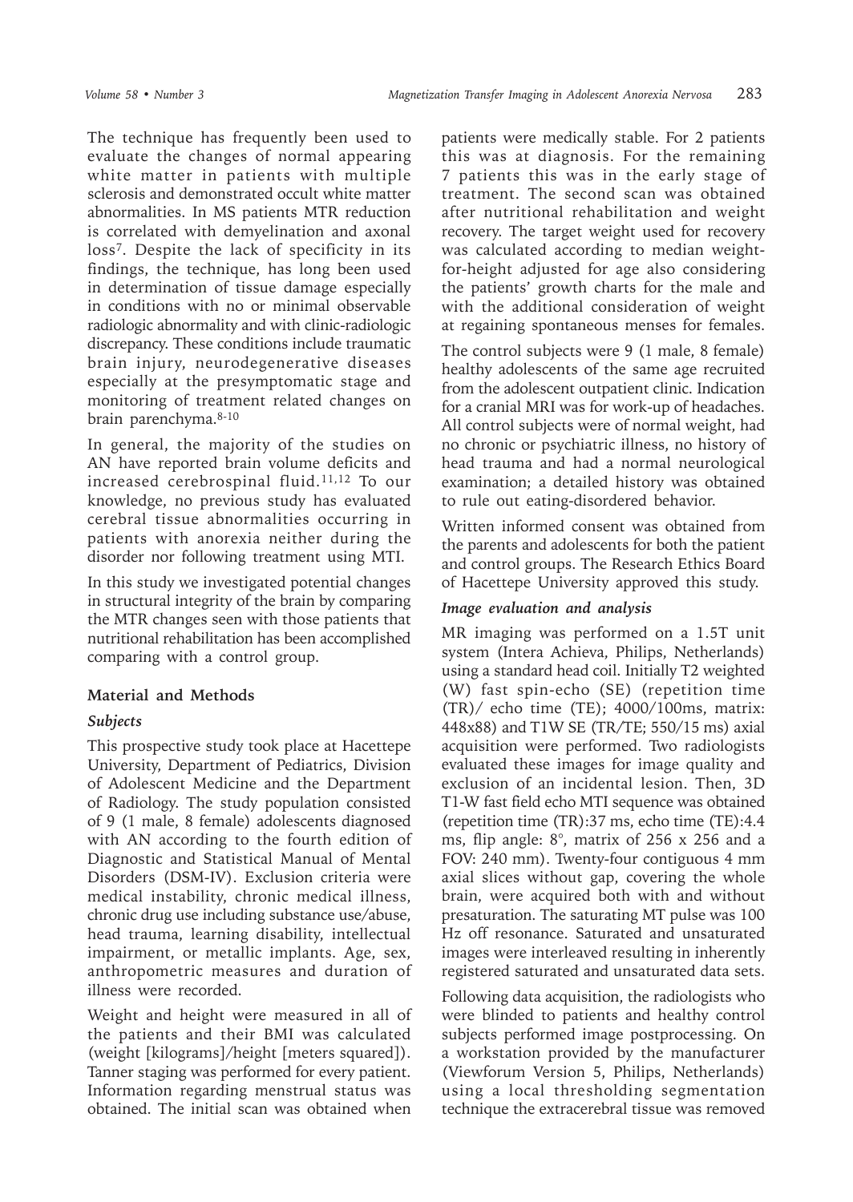The technique has frequently been used to evaluate the changes of normal appearing white matter in patients with multiple sclerosis and demonstrated occult white matter abnormalities. In MS patients MTR reduction is correlated with demyelination and axonal loss[7]. Despite the lack of specificity in its findings, the technique, has long been used in determination of tissue damage especially in conditions with no or minimal observable radiologic abnormality and with clinic-radiologic discrepancy. These conditions include traumatic brain injury, neurodegenerative diseases especially at the presymptomatic stage and monitoring of treatment related changes on brain parenchyma.[8-10]

In general, the majority of the studies on AN have reported brain volume deficits and increased cerebrospinal fluid.[11,12] To our knowledge, no previous study has evaluated cerebral tissue abnormalities occurring in patients with anorexia neither during the disorder nor following treatment using MTI.

In this study we investigated potential changes in structural integrity of the brain by comparing the MTR changes seen with those patients that nutritional rehabilitation has been accomplished comparing with a control group.

## Material and Methods

### *Subjects*

This prospective study took place at Hacettepe University, Department of Pediatrics, Division of Adolescent Medicine and the Department of Radiology. The study population consisted of 9 (1 male, 8 female) adolescents diagnosed with AN according to the fourth edition of Diagnostic and Statistical Manual of Mental Disorders (DSM-IV). Exclusion criteria were medical instability, chronic medical illness, chronic drug use including substance use/abuse, head trauma, learning disability, intellectual impairment, or metallic implants. Age, sex, anthropometric measures and duration of illness were recorded.

Weight and height were measured in all of the patients and their BMI was calculated (weight [kilograms]/height [meters squared]). Tanner staging was performed for every patient. Information regarding menstrual status was obtained. The initial scan was obtained when patients were medically stable. For 2 patients this was at diagnosis. For the remaining 7 patients this was in the early stage of treatment. The second scan was obtained after nutritional rehabilitation and weight recovery. The target weight used for recovery was calculated according to median weight-for-height adjusted for age also considering the patients' growth charts for the male and with the additional consideration of weight at regaining spontaneous menses for females.

The control subjects were 9 (1 male, 8 female) healthy adolescents of the same age recruited from the adolescent outpatient clinic. Indication for a cranial MRI was for work-up of headaches. All control subjects were of normal weight, had no chronic or psychiatric illness, no history of head trauma and had a normal neurological examination; a detailed history was obtained to rule out eating-disordered behavior.

Written informed consent was obtained from the parents and adolescents for both the patient and control groups. The Research Ethics Board of Hacettepe University approved this study.

### *Image evaluation and analysis*

MR imaging was performed on a 1.5T unit system (Intera Achieva, Philips, Netherlands) using a standard head coil. Initially T2 weighted (W) fast spin-echo (SE) (repetition time (TR)/ echo time (TE); 4000/100ms, matrix: 448x88) and T1W SE (TR/TE; 550/15 ms) axial acquisition were performed. Two radiologists evaluated these images for image quality and exclusion of an incidental lesion. Then, 3D T1-W fast field echo MTI sequence was obtained (repetition time (TR):37 ms, echo time (TE):4.4 ms, flip angle: 8°, matrix of 256 x 256 and a FOV: 240 mm). Twenty-four contiguous 4 mm axial slices without gap, covering the whole brain, were acquired both with and without presaturation. The saturating MT pulse was 100 Hz off resonance. Saturated and unsaturated images were interleaved resulting in inherently registered saturated and unsaturated data sets.

Following data acquisition, the radiologists who were blinded to patients and healthy control subjects performed image postprocessing. On a workstation provided by the manufacturer (Viewforum Version 5, Philips, Netherlands) using a local thresholding segmentation technique the extracerebral tissue was removed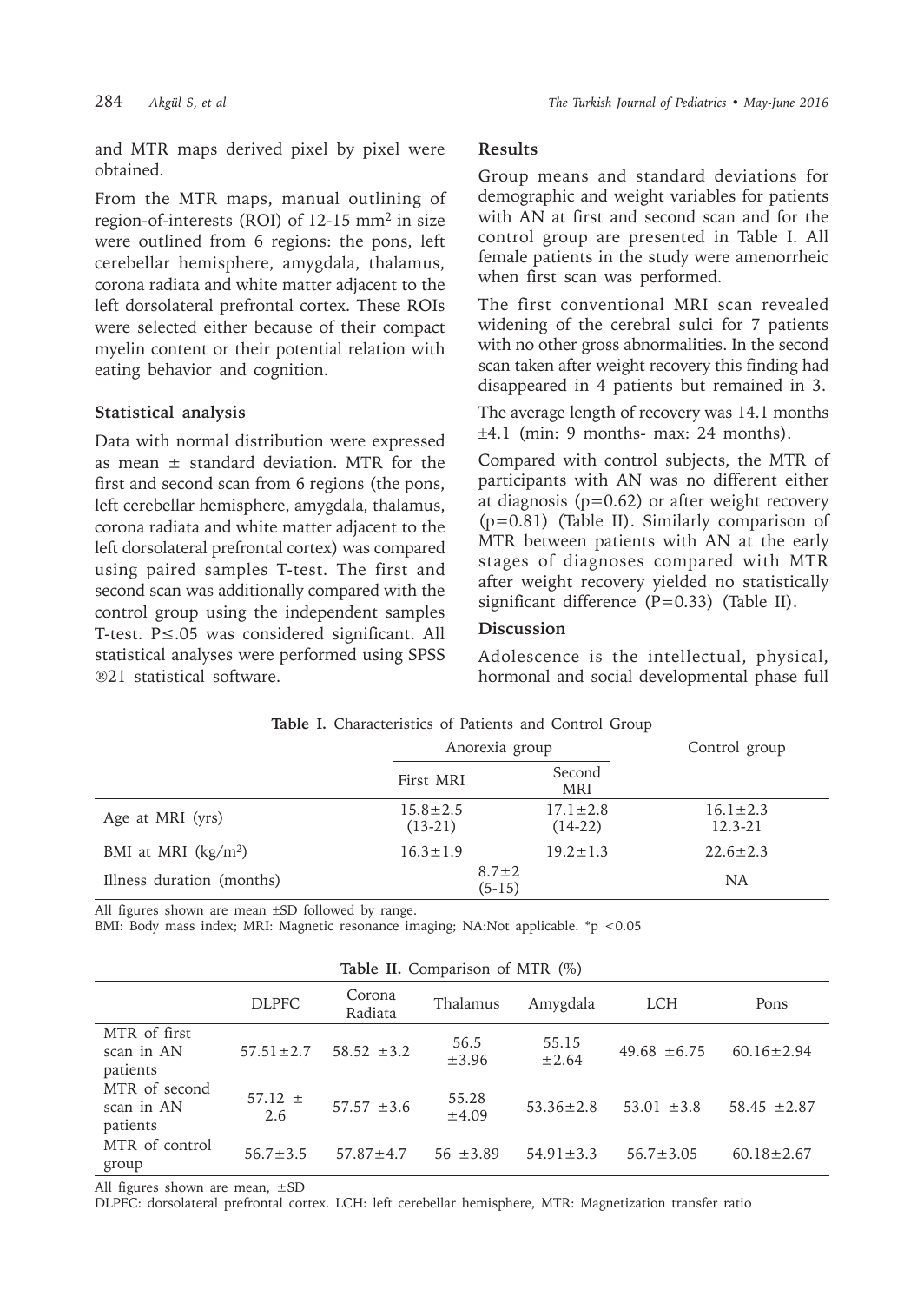and MTR maps derived pixel by pixel were obtained.

From the MTR maps, manual outlining of region-of-interests (ROI) of 12-15 $mm^2$ in size were outlined from 6 regions: the pons, left cerebellar hemisphere, amygdala, thalamus, corona radiata and white matter adjacent to the left dorsolateral prefrontal cortex. These ROIs were selected either because of their compact myelin content or their potential relation with eating behavior and cognition.

### Statistical analysis

Data with normal distribution were expressed as mean ± standard deviation. MTR for the first and second scan from 6 regions (the pons, left cerebellar hemisphere, amygdala, thalamus, corona radiata and white matter adjacent to the left dorsolateral prefrontal cortex) was compared using paired samples T-test. The first and second scan was additionally compared with the control group using the independent samples T-test. $P \leq .05$ was considered significant. All statistical analyses were performed using SPSS ®21 statistical software.

### Results

Group means and standard deviations for demographic and weight variables for patients with AN at first and second scan and for the control group are presented in Table I. All female patients in the study were amenorrheic when first scan was performed.

The first conventional MRI scan revealed widening of the cerebral sulci for 7 patients with no other gross abnormalities. In the second scan taken after weight recovery this finding had disappeared in 4 patients but remained in 3.

The average length of recovery was 14.1 months ±4.1 (min: 9 months- max: 24 months).

Compared with control subjects, the MTR of participants with AN was no different either at diagnosis ($p=0.62$) or after weight recovery ($p=0.81$) (Table II). Similarly comparison of MTR between patients with AN at the early stages of diagnoses compared with MTR after weight recovery yielded no statistically significant difference ($P=0.33$) (Table II).

### Discussion

Adolescence is the intellectual, physical, hormonal and social developmental phase full

**Table I.** Characteristics of Patients and Control Group

| | Anorexia group | | Control group |
|---|---|---|---|
| | First MRI | Second MRI | |
| Age at MRI (yrs) | 15.8±2.5 (13-21) | 17.1±2.8 (14-22) | 16.1±2.3 12.3-21 |
| BMI at MRI ($kg/m^2$) | 16.3±1.9 | 19.2±1.3 | 22.6±2.3 |
| Illness duration (months) | 8.7±2 (5-15) | | NA |

All figures shown are mean ±SD followed by range.
BMI: Body mass index; MRI: Magnetic resonance imaging; NA:Not applicable. *p <0.05

**Table II.** Comparison of MTR (%)

| | DLPFC | Corona Radiata | Thalamus | Amygdala | LCH | Pons |
|---|---|---|---|---|---|---|
| MTR of first scan in AN patients | 57.51±2.7 | 58.52 ±3.2 | 56.5 ±3.96 | 55.15 ±2.64 | 49.68 ±6.75 | 60.16±2.94 |
| MTR of second scan in AN patients | 57.12 ± 2.6 | 57.57 ±3.6 | 55.28 ±4.09 | 53.36±2.8 | 53.01 ±3.8 | 58.45 ±2.87 |
| MTR of control group | 56.7±3.5 | 57.87±4.7 | 56 ±3.89 | 54.91±3.3 | 56.7±3.05 | 60.18±2.67 |

All figures shown are mean, ±SD
DLPFC: dorsolateral prefrontal cortex. LCH: left cerebellar hemisphere, MTR: Magnetization transfer ratio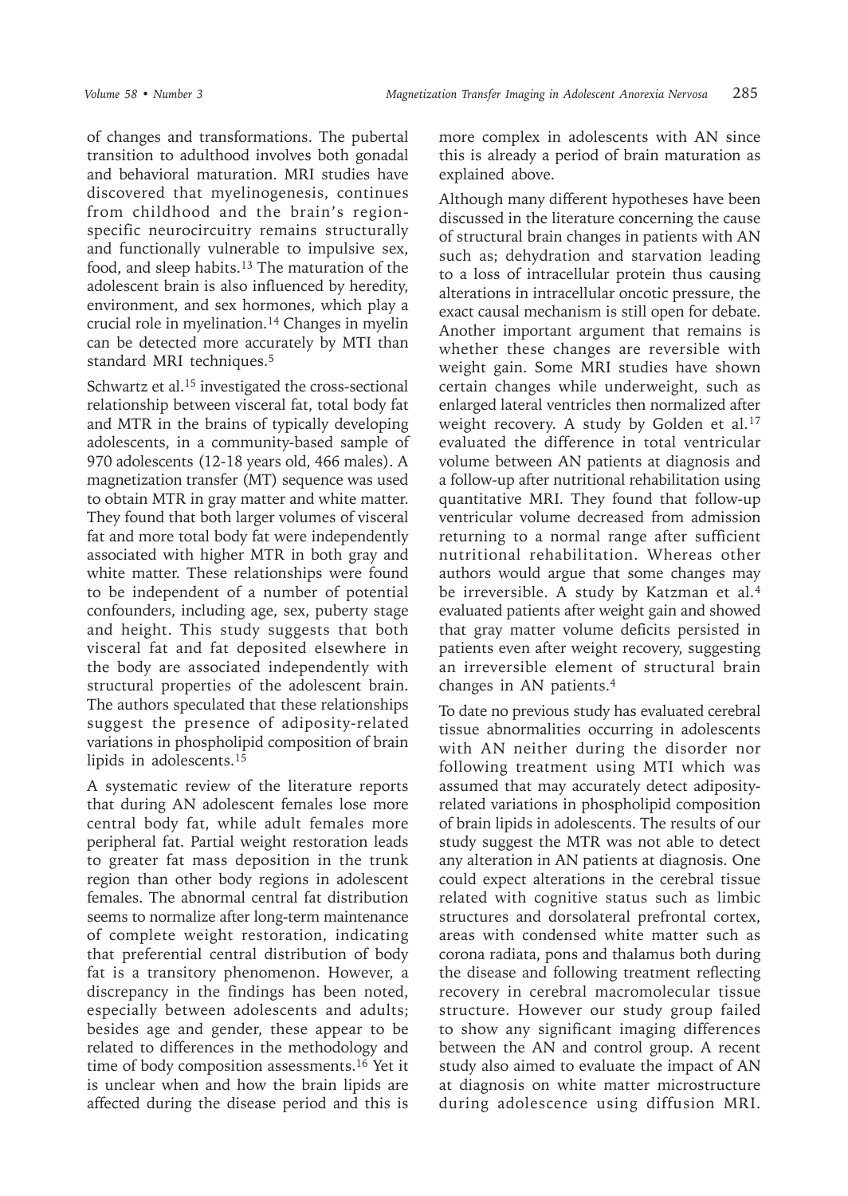of changes and transformations. The pubertal transition to adulthood involves both gonadal and behavioral maturation. MRI studies have discovered that myelinogenesis, continues from childhood and the brain's region-specific neurocircuitry remains structurally and functionally vulnerable to impulsive sex, food, and sleep habits.[13] The maturation of the adolescent brain is also influenced by heredity, environment, and sex hormones, which play a crucial role in myelination.[14] Changes in myelin can be detected more accurately by MTI than standard MRI techniques.[5]

Schwartz et al.[15] investigated the cross-sectional relationship between visceral fat, total body fat and MTR in the brains of typically developing adolescents, in a community-based sample of 970 adolescents (12-18 years old, 466 males). A magnetization transfer (MT) sequence was used to obtain MTR in gray matter and white matter. They found that both larger volumes of visceral fat and more total body fat were independently associated with higher MTR in both gray and white matter. These relationships were found to be independent of a number of potential confounders, including age, sex, puberty stage and height. This study suggests that both visceral fat and fat deposited elsewhere in the body are associated independently with structural properties of the adolescent brain. The authors speculated that these relationships suggest the presence of adiposity-related variations in phospholipid composition of brain lipids in adolescents.[15]

A systematic review of the literature reports that during AN adolescent females lose more central body fat, while adult females more peripheral fat. Partial weight restoration leads to greater fat mass deposition in the trunk region than other body regions in adolescent females. The abnormal central fat distribution seems to normalize after long-term maintenance of complete weight restoration, indicating that preferential central distribution of body fat is a transitory phenomenon. However, a discrepancy in the findings has been noted, especially between adolescents and adults; besides age and gender, these appear to be related to differences in the methodology and time of body composition assessments.[16] Yet it is unclear when and how the brain lipids are affected during the disease period and this is more complex in adolescents with AN since this is already a period of brain maturation as explained above.

Although many different hypotheses have been discussed in the literature concerning the cause of structural brain changes in patients with AN such as; dehydration and starvation leading to a loss of intracellular protein thus causing alterations in intracellular oncotic pressure, the exact causal mechanism is still open for debate. Another important argument that remains is whether these changes are reversible with weight gain. Some MRI studies have shown certain changes while underweight, such as enlarged lateral ventricles then normalized after weight recovery. A study by Golden et al.[17] evaluated the difference in total ventricular volume between AN patients at diagnosis and a follow-up after nutritional rehabilitation using quantitative MRI. They found that follow-up ventricular volume decreased from admission returning to a normal range after sufficient nutritional rehabilitation. Whereas other authors would argue that some changes may be irreversible. A study by Katzman et al.[4] evaluated patients after weight gain and showed that gray matter volume deficits persisted in patients even after weight recovery, suggesting an irreversible element of structural brain changes in AN patients.[4]

To date no previous study has evaluated cerebral tissue abnormalities occurring in adolescents with AN neither during the disorder nor following treatment using MTI which was assumed that may accurately detect adiposity-related variations in phospholipid composition of brain lipids in adolescents. The results of our study suggest the MTR was not able to detect any alteration in AN patients at diagnosis. One could expect alterations in the cerebral tissue related with cognitive status such as limbic structures and dorsolateral prefrontal cortex, areas with condensed white matter such as corona radiata, pons and thalamus both during the disease and following treatment reflecting recovery in cerebral macromolecular tissue structure. However our study group failed to show any significant imaging differences between the AN and control group. A recent study also aimed to evaluate the impact of AN at diagnosis on white matter microstructure during adolescence using diffusion MRI.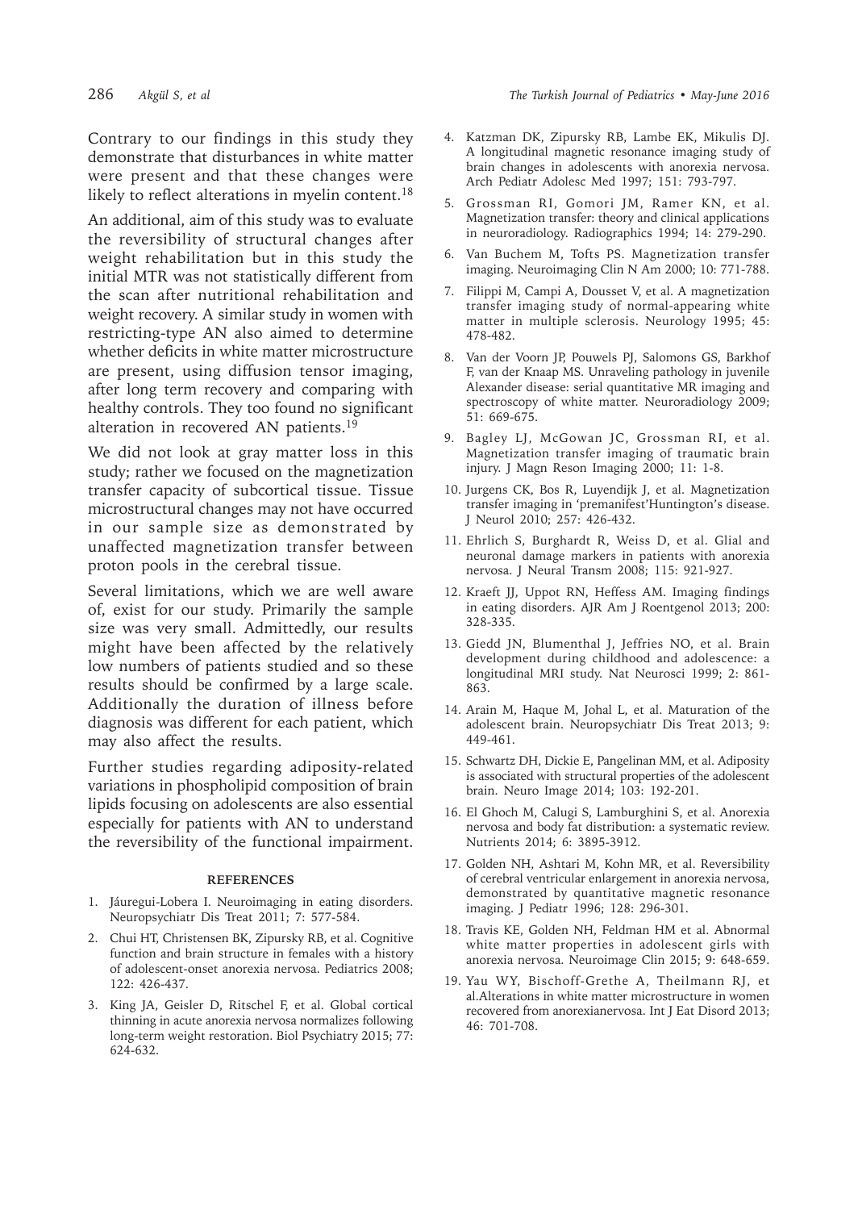Contrary to our findings in this study they demonstrate that disturbances in white matter were present and that these changes were likely to reflect alterations in myelin content.[18]

An additional, aim of this study was to evaluate the reversibility of structural changes after weight rehabilitation but in this study the initial MTR was not statistically different from the scan after nutritional rehabilitation and weight recovery. A similar study in women with restricting-type AN also aimed to determine whether deficits in white matter microstructure are present, using diffusion tensor imaging, after long term recovery and comparing with healthy controls. They too found no significant alteration in recovered AN patients.[19]

We did not look at gray matter loss in this study; rather we focused on the magnetization transfer capacity of subcortical tissue. Tissue microstructural changes may not have occurred in our sample size as demonstrated by unaffected magnetization transfer between proton pools in the cerebral tissue.

Several limitations, which we are well aware of, exist for our study. Primarily the sample size was very small. Admittedly, our results might have been affected by the relatively low numbers of patients studied and so these results should be confirmed by a large scale. Additionally the duration of illness before diagnosis was different for each patient, which may also affect the results.

Further studies regarding adiposity-related variations in phospholipid composition of brain lipids focusing on adolescents are also essential especially for patients with AN to understand the reversibility of the functional impairment.

## REFERENCES

1. Jáuregui-Lobera I. Neuroimaging in eating disorders. Neuropsychiatr Dis Treat 2011; 7: 577-584.
2. Chui HT, Christensen BK, Zipursky RB, et al. Cognitive function and brain structure in females with a history of adolescent-onset anorexia nervosa. Pediatrics 2008; 122: 426-437.
3. King JA, Geisler D, Ritschel F, et al. Global cortical thinning in acute anorexia nervosa normalizes following long-term weight restoration. Biol Psychiatry 2015; 77: 624-632.
4. Katzman DK, Zipursky RB, Lambe EK, Mikulis DJ. A longitudinal magnetic resonance imaging study of brain changes in adolescents with anorexia nervosa. Arch Pediatr Adolesc Med 1997; 151: 793-797.
5. Grossman RI, Gomori JM, Ramer KN, et al. Magnetization transfer: theory and clinical applications in neuroradiology. Radiographics 1994; 14: 279-290.
6. Van Buchem M, Tofts PS. Magnetization transfer imaging. Neuroimaging Clin N Am 2000; 10: 771-788.
7. Filippi M, Campi A, Dousset V, et al. A magnetization transfer imaging study of normal-appearing white matter in multiple sclerosis. Neurology 1995; 45: 478-482.
8. Van der Voorn JP, Pouwels PJ, Salomons GS, Barkhof F, van der Knaap MS. Unraveling pathology in juvenile Alexander disease: serial quantitative MR imaging and spectroscopy of white matter. Neuroradiology 2009; 51: 669-675.
9. Bagley LJ, McGowan JC, Grossman RI, et al. Magnetization transfer imaging of traumatic brain injury. J Magn Reson Imaging 2000; 11: 1-8.
10. Jurgens CK, Bos R, Luyendijk J, et al. Magnetization transfer imaging in 'premanifest'Huntington's disease. J Neurol 2010; 257: 426-432.
11. Ehrlich S, Burghardt R, Weiss D, et al. Glial and neuronal damage markers in patients with anorexia nervosa. J Neural Transm 2008; 115: 921-927.
12. Kraeft JJ, Uppot RN, Heffess AM. Imaging findings in eating disorders. AJR Am J Roentgenol 2013; 200: 328-335.
13. Giedd JN, Blumenthal J, Jeffries NO, et al. Brain development during childhood and adolescence: a longitudinal MRI study. Nat Neurosci 1999; 2: 861-863.
14. Arain M, Haque M, Johal L, et al. Maturation of the adolescent brain. Neuropsychiatr Dis Treat 2013; 9: 449-461.
15. Schwartz DH, Dickie E, Pangelinan MM, et al. Adiposity is associated with structural properties of the adolescent brain. Neuro Image 2014; 103: 192-201.
16. El Ghoch M, Calugi S, Lamburghini S, et al. Anorexia nervosa and body fat distribution: a systematic review. Nutrients 2014; 6: 3895-3912.
17. Golden NH, Ashtari M, Kohn MR, et al. Reversibility of cerebral ventricular enlargement in anorexia nervosa, demonstrated by quantitative magnetic resonance imaging. J Pediatr 1996; 128: 296-301.
18. Travis KE, Golden NH, Feldman HM et al. Abnormal white matter properties in adolescent girls with anorexia nervosa. Neuroimage Clin 2015; 9: 648-659.
19. Yau WY, Bischoff-Grethe A, Theilmann RJ, et al.Alterations in white matter microstructure in women recovered from anorexianervosa. Int J Eat Disord 2013; 46: 701-708.